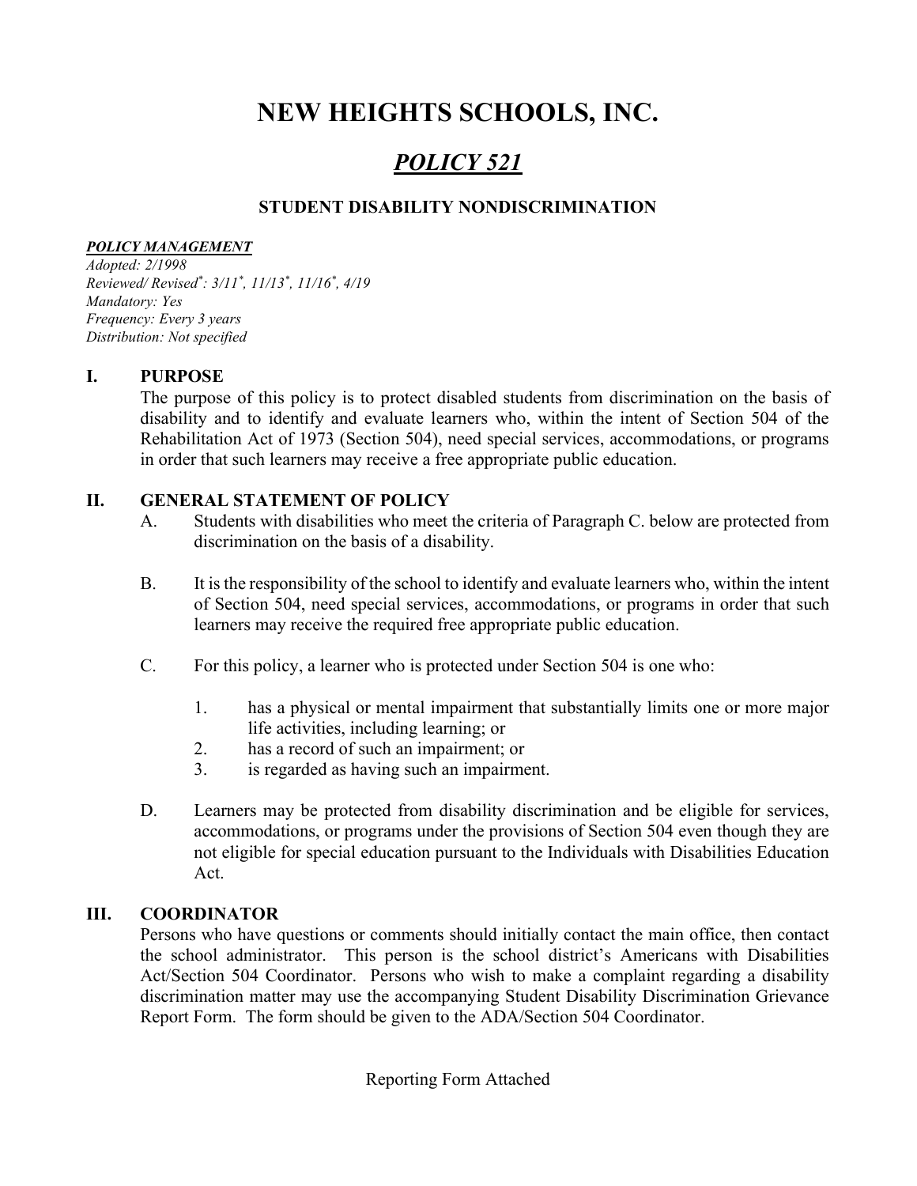# NEW HEIGHTS SCHOOLS, INC.

## *POLICY 521*

### STUDENT DISABILITY NONDISCRIMINATION

***POLICY MANAGEMENT***

*Adopted: 2/1998*
*Reviewed/ Revised\*: 3/11\*, 11/13\*, 11/16\*, 4/19*
*Mandatory: Yes*
*Frequency: Every 3 years*
*Distribution: Not specified*

## I. PURPOSE

The purpose of this policy is to protect disabled students from discrimination on the basis of disability and to identify and evaluate learners who, within the intent of Section 504 of the Rehabilitation Act of 1973 (Section 504), need special services, accommodations, or programs in order that such learners may receive a free appropriate public education.

## II. GENERAL STATEMENT OF POLICY

A. Students with disabilities who meet the criteria of Paragraph C. below are protected from discrimination on the basis of a disability.

B. It is the responsibility of the school to identify and evaluate learners who, within the intent of Section 504, need special services, accommodations, or programs in order that such learners may receive the required free appropriate public education.

C. For this policy, a learner who is protected under Section 504 is one who:

1. has a physical or mental impairment that substantially limits one or more major life activities, including learning; or
2. has a record of such an impairment; or
3. is regarded as having such an impairment.

D. Learners may be protected from disability discrimination and be eligible for services, accommodations, or programs under the provisions of Section 504 even though they are not eligible for special education pursuant to the Individuals with Disabilities Education Act.

## III. COORDINATOR

Persons who have questions or comments should initially contact the main office, then contact the school administrator. This person is the school district's Americans with Disabilities Act/Section 504 Coordinator. Persons who wish to make a complaint regarding a disability discrimination matter may use the accompanying Student Disability Discrimination Grievance Report Form. The form should be given to the ADA/Section 504 Coordinator.

Reporting Form Attached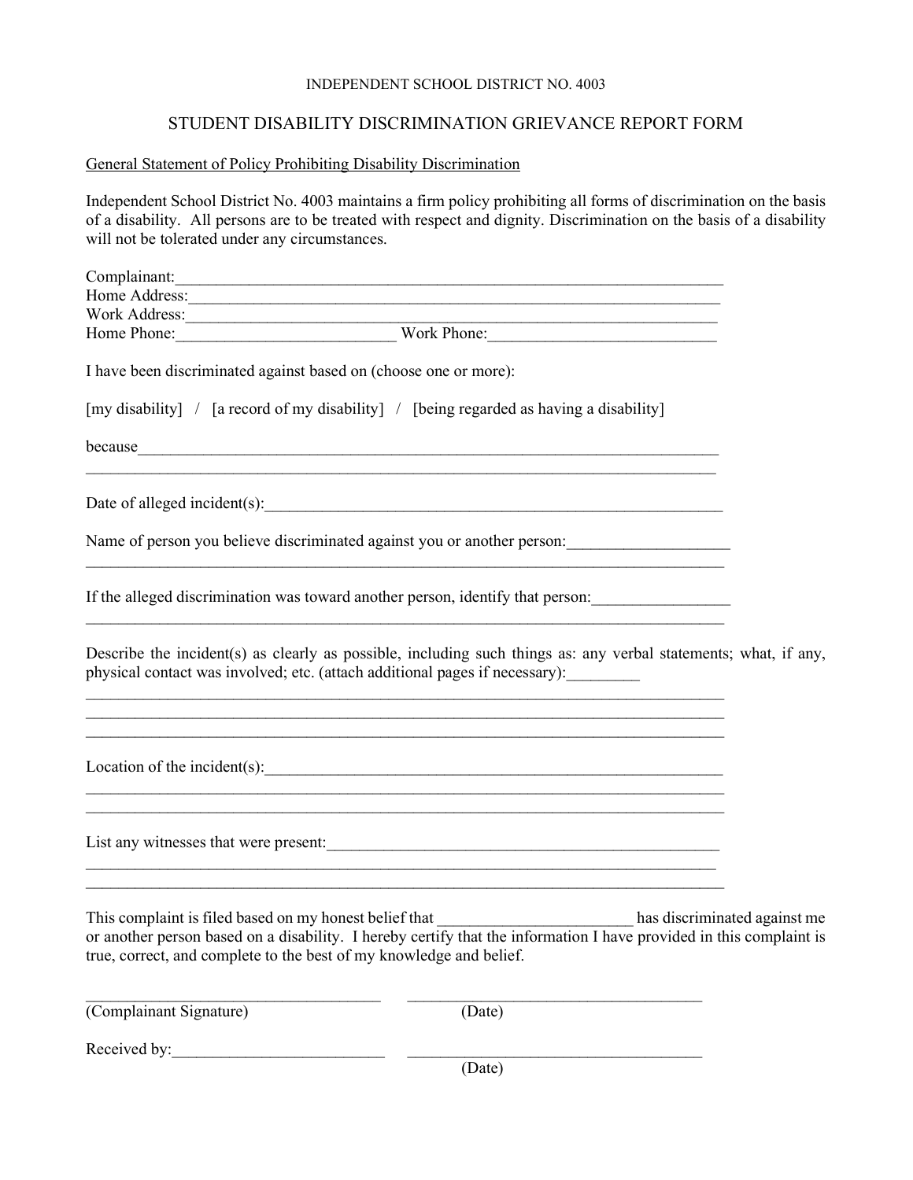INDEPENDENT SCHOOL DISTRICT NO. 4003

## STUDENT DISABILITY DISCRIMINATION GRIEVANCE REPORT FORM

General Statement of Policy Prohibiting Disability Discrimination

Independent School District No. 4003 maintains a firm policy prohibiting all forms of discrimination on the basis of a disability. All persons are to be treated with respect and dignity. Discrimination on the basis of a disability will not be tolerated under any circumstances.

Complainant:______________________________________________________________________
Home Address:____________________________________________________________________
Work Address:_____________________________________________________________________
Home Phone:___________________________ Work Phone:____________________________

I have been discriminated against based on (choose one or more):

[my disability] / [a record of my disability] / [being regarded as having a disability]

because__________________________________________________________________________
_________________________________________________________________________________

Date of alleged incident(s):__________________________________________________________

Name of person you believe discriminated against you or another person:___________________
_________________________________________________________________________________

If the alleged discrimination was toward another person, identify that person:_________________
_________________________________________________________________________________

Describe the incident(s) as clearly as possible, including such things as: any verbal statements; what, if any, physical contact was involved; etc. (attach additional pages if necessary):_________
_________________________________________________________________________________
_________________________________________________________________________________
_________________________________________________________________________________

Location of the incident(s):__________________________________________________________
_________________________________________________________________________________
_________________________________________________________________________________

List any witnesses that were present:_________________________________________________
_________________________________________________________________________________
_________________________________________________________________________________

This complaint is filed based on my honest belief that ________________________ has discriminated against me or another person based on a disability. I hereby certify that the information I have provided in this complaint is true, correct, and complete to the best of my knowledge and belief.

____________________________________ ____________________________________
(Complainant Signature) (Date)

Received by:__________________________ ____________________________________
(Date)